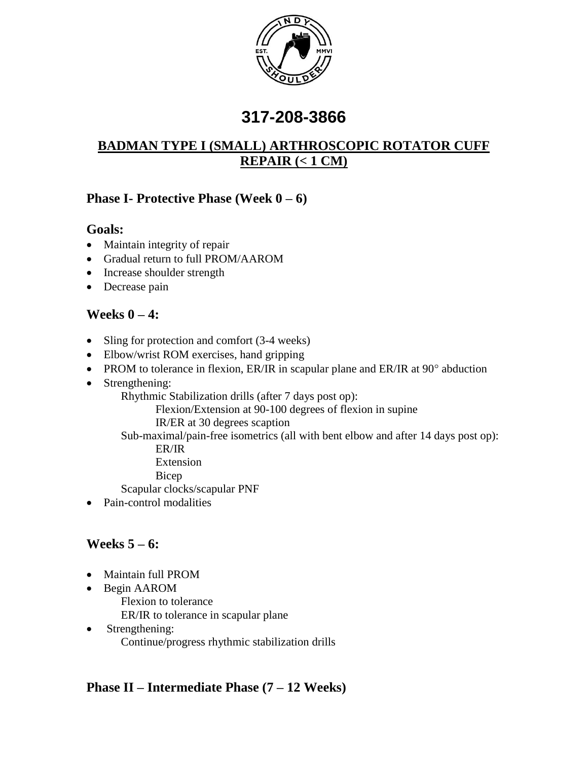# 317-208-3866

## BADMAN TYPE I (SMALL) ARTHROSCOPIC ROTATOR CUFF REPAIR (< 1 CM)

### Phase I- Protective Phase (Week 0 – 6)

### Goals:

- Maintain integrity of repair
- Gradual return to full PROM/AAROM
- Increase shoulder strength
- Decrease pain

### Weeks 0 – 4:

- Sling for protection and comfort (3-4 weeks)
- Elbow/wrist ROM exercises, hand gripping
- PROM to tolerance in flexion, ER/IR in scapular plane and ER/IR at 90° abduction
- Strengthening:
  - Rhythmic Stabilization drills (after 7 days post op):
    - Flexion/Extension at 90-100 degrees of flexion in supine
    - IR/ER at 30 degrees scaption
  - Sub-maximal/pain-free isometrics (all with bent elbow and after 14 days post op):
    - ER/IR
    - Extension
    - Bicep
  - Scapular clocks/scapular PNF
- Pain-control modalities

### Weeks 5 – 6:

- Maintain full PROM
- Begin AAROM
  - Flexion to tolerance
  - ER/IR to tolerance in scapular plane
- Strengthening:
  - Continue/progress rhythmic stabilization drills

### Phase II – Intermediate Phase (7 – 12 Weeks)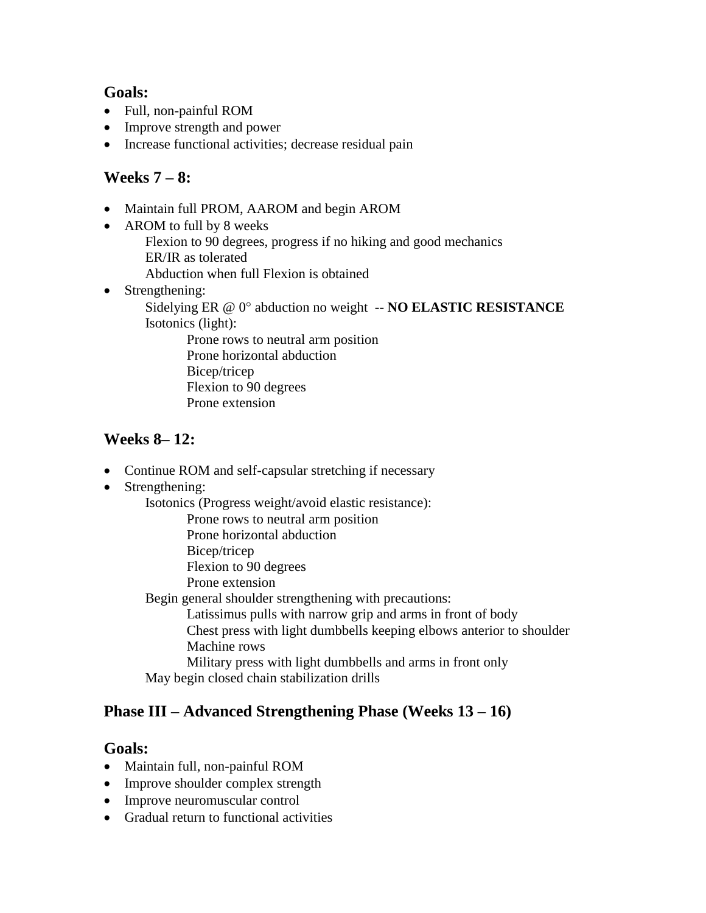## Goals:

- Full, non-painful ROM
- Improve strength and power
- Increase functional activities; decrease residual pain

## Weeks 7 – 8:

- Maintain full PROM, AAROM and begin AROM
- AROM to full by 8 weeks
    - Flexion to 90 degrees, progress if no hiking and good mechanics
    - ER/IR as tolerated
    - Abduction when full Flexion is obtained
- Strengthening:
    - Sidelying ER @ 0° abduction no weight -- **NO ELASTIC RESISTANCE**
    - Isotonics (light):
        - Prone rows to neutral arm position
        - Prone horizontal abduction
        - Bicep/tricep
        - Flexion to 90 degrees
        - Prone extension

## Weeks 8– 12:

- Continue ROM and self-capsular stretching if necessary
- Strengthening:
    - Isotonics (Progress weight/avoid elastic resistance):
        - Prone rows to neutral arm position
        - Prone horizontal abduction
        - Bicep/tricep
        - Flexion to 90 degrees
        - Prone extension
    - Begin general shoulder strengthening with precautions:
        - Latissimus pulls with narrow grip and arms in front of body
        - Chest press with light dumbbells keeping elbows anterior to shoulder
        - Machine rows
        - Military press with light dumbbells and arms in front only
    - May begin closed chain stabilization drills

## Phase III – Advanced Strengthening Phase (Weeks 13 – 16)

## Goals:

- Maintain full, non-painful ROM
- Improve shoulder complex strength
- Improve neuromuscular control
- Gradual return to functional activities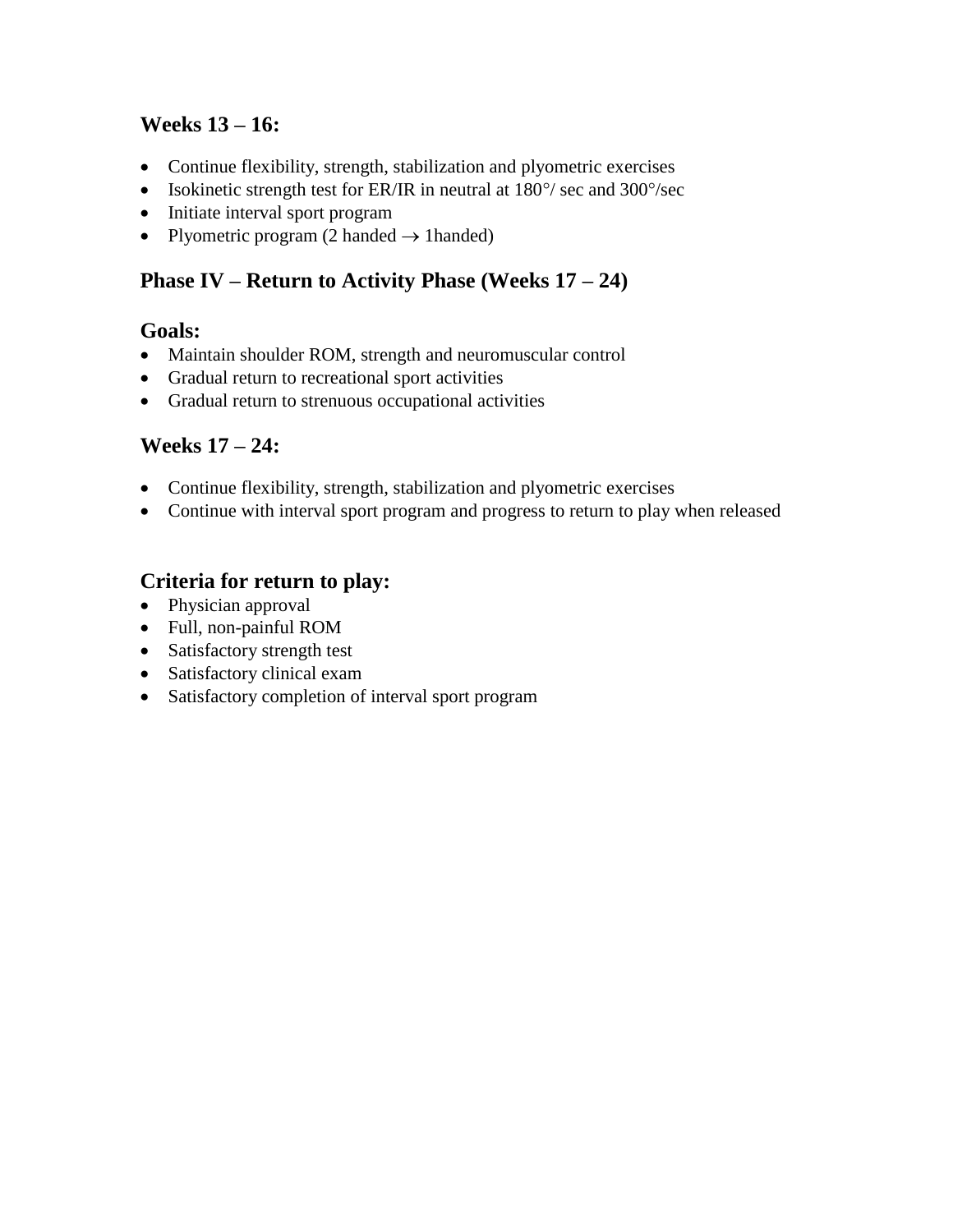### Weeks 13 – 16:

- Continue flexibility, strength, stabilization and plyometric exercises
- Isokinetic strength test for ER/IR in neutral at 180°/ sec and 300°/sec
- Initiate interval sport program
- Plyometric program (2 handed → 1handed)

## Phase IV – Return to Activity Phase (Weeks 17 – 24)

### Goals:

- Maintain shoulder ROM, strength and neuromuscular control
- Gradual return to recreational sport activities
- Gradual return to strenuous occupational activities

### Weeks 17 – 24:

- Continue flexibility, strength, stabilization and plyometric exercises
- Continue with interval sport program and progress to return to play when released

### Criteria for return to play:

- Physician approval
- Full, non-painful ROM
- Satisfactory strength test
- Satisfactory clinical exam
- Satisfactory completion of interval sport program